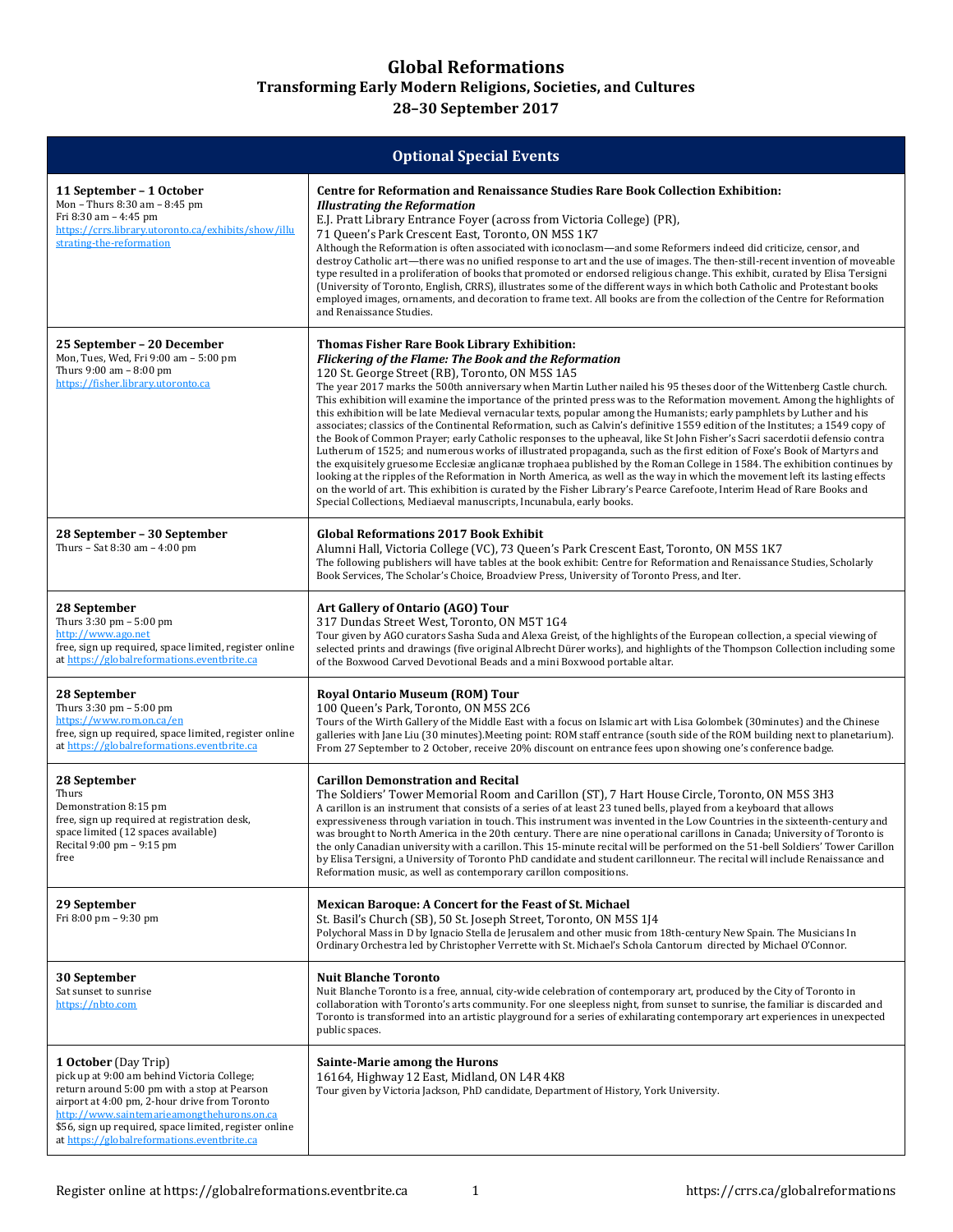# Global Reformations

## Transforming Early Modern Religions, Societies, and Cultures

## 28–30 September 2017

| Optional Special Events | |
|---|---|
| **11 September – 1 October**<br>Mon – Thurs 8:30 am – 8:45 pm<br>Fri 8:30 am – 4:45 pm<br>https://crrs.library.utoronto.ca/exhibits/show/illustrating-the-reformation | **Centre for Reformation and Renaissance Studies Rare Book Collection Exhibition:** ***Illustrating the Reformation***<br>E.J. Pratt Library Entrance Foyer (across from Victoria College) (PR),<br>71 Queen's Park Crescent East, Toronto, ON M5S 1K7<br>Although the Reformation is often associated with iconoclasm—and some Reformers indeed did criticize, censor, and destroy Catholic art—there was no unified response to art and the use of images. The then-still-recent invention of moveable type resulted in a proliferation of books that promoted or endorsed religious change. This exhibit, curated by Elisa Tersigni (University of Toronto, English, CRRS), illustrates some of the different ways in which both Catholic and Protestant books employed images, ornaments, and decoration to frame text. All books are from the collection of the Centre for Reformation and Renaissance Studies. |
| **25 September – 20 December**<br>Mon, Tues, Wed, Fri 9:00 am – 5:00 pm<br>Thurs 9:00 am – 8:00 pm<br>https://fisher.library.utoronto.ca | **Thomas Fisher Rare Book Library Exhibition:** ***Flickering of the Flame: The Book and the Reformation***<br>120 St. George Street (RB), Toronto, ON M5S 1A5<br>The year 2017 marks the 500th anniversary when Martin Luther nailed his 95 theses door of the Wittenberg Castle church. This exhibition will examine the importance of the printed press was to the Reformation movement. Among the highlights of this exhibition will be late Medieval vernacular texts, popular among the Humanists; early pamphlets by Luther and his associates; classics of the Continental Reformation, such as Calvin's definitive 1559 edition of the Institutes; a 1549 copy of the Book of Common Prayer; early Catholic responses to the upheaval, like St John Fisher's Sacri sacerdotii defensio contra Lutherum of 1525; and numerous works of illustrated propaganda, such as the first edition of Foxe's Book of Martyrs and the exquisitely gruesome Ecclesiæ anglicanæ trophaea published by the Roman College in 1584. The exhibition continues by looking at the ripples of the Reformation in North America, as well as the way in which the movement left its lasting effects on the world of art. This exhibition is curated by the Fisher Library's Pearce Carefoote, Interim Head of Rare Books and Special Collections, Mediaeval manuscripts, Incunabula, early books. |
| **28 September – 30 September**<br>Thurs – Sat 8:30 am – 4:00 pm | **Global Reformations 2017 Book Exhibit**<br>Alumni Hall, Victoria College (VC), 73 Queen's Park Crescent East, Toronto, ON M5S 1K7<br>The following publishers will have tables at the book exhibit: Centre for Reformation and Renaissance Studies, Scholarly Book Services, The Scholar's Choice, Broadview Press, University of Toronto Press, and Iter. |
| **28 September**<br>Thurs 3:30 pm – 5:00 pm<br>http://www.ago.net<br>free, sign up required, space limited, register online at https://globalreformations.eventbrite.ca | **Art Gallery of Ontario (AGO) Tour**<br>317 Dundas Street West, Toronto, ON M5T 1G4<br>Tour given by AGO curators Sasha Suda and Alexa Greist, of the highlights of the European collection, a special viewing of selected prints and drawings (five original Albrecht Dürer works), and highlights of the Thompson Collection including some of the Boxwood Carved Devotional Beads and a mini Boxwood portable altar. |
| **28 September**<br>Thurs 3:30 pm – 5:00 pm<br>https://www.rom.on.ca/en<br>free, sign up required, space limited, register online at https://globalreformations.eventbrite.ca | **Royal Ontario Museum (ROM) Tour**<br>100 Queen's Park, Toronto, ON M5S 2C6<br>Tours of the Wirth Gallery of the Middle East with a focus on Islamic art with Lisa Golombek (30minutes) and the Chinese galleries with Jane Liu (30 minutes).Meeting point: ROM staff entrance (south side of the ROM building next to planetarium). From 27 September to 2 October, receive 20% discount on entrance fees upon showing one's conference badge. |
| **28 September**<br>Thurs<br>Demonstration 8:15 pm<br>free, sign up required at registration desk, space limited (12 spaces available)<br>Recital 9:00 pm – 9:15 pm<br>free | **Carillon Demonstration and Recital**<br>The Soldiers' Tower Memorial Room and Carillon (ST), 7 Hart House Circle, Toronto, ON M5S 3H3<br>A carillon is an instrument that consists of a series of at least 23 tuned bells, played from a keyboard that allows expressiveness through variation in touch. This instrument was invented in the Low Countries in the sixteenth-century and was brought to North America in the 20th century. There are nine operational carillons in Canada; University of Toronto is the only Canadian university with a carillon. This 15-minute recital will be performed on the 51-bell Soldiers' Tower Carillon by Elisa Tersigni, a University of Toronto PhD candidate and student carillonneur. The recital will include Renaissance and Reformation music, as well as contemporary carillon compositions. |
| **29 September**<br>Fri 8:00 pm – 9:30 pm | **Mexican Baroque: A Concert for the Feast of St. Michael**<br>St. Basil's Church (SB), 50 St. Joseph Street, Toronto, ON M5S 1J4<br>Polychoral Mass in D by Ignacio Stella de Jerusalem and other music from 18th-century New Spain. The Musicians In Ordinary Orchestra led by Christopher Verrette with St. Michael's Schola Cantorum directed by Michael O'Connor. |
| **30 September**<br>Sat sunset to sunrise<br>https://nbto.com | **Nuit Blanche Toronto**<br>Nuit Blanche Toronto is a free, annual, city-wide celebration of contemporary art, produced by the City of Toronto in collaboration with Toronto's arts community. For one sleepless night, from sunset to sunrise, the familiar is discarded and Toronto is transformed into an artistic playground for a series of exhilarating contemporary art experiences in unexpected public spaces. |
| **1 October** (Day Trip)<br>pick up at 9:00 am behind Victoria College; return around 5:00 pm with a stop at Pearson airport at 4:00 pm, 2-hour drive from Toronto<br>http://www.saintemarieamongthehurons.on.ca<br>$56, sign up required, space limited, register online at https://globalreformations.eventbrite.ca | **Sainte-Marie among the Hurons**<br>16164, Highway 12 East, Midland, ON L4R 4K8<br>Tour given by Victoria Jackson, PhD candidate, Department of History, York University. |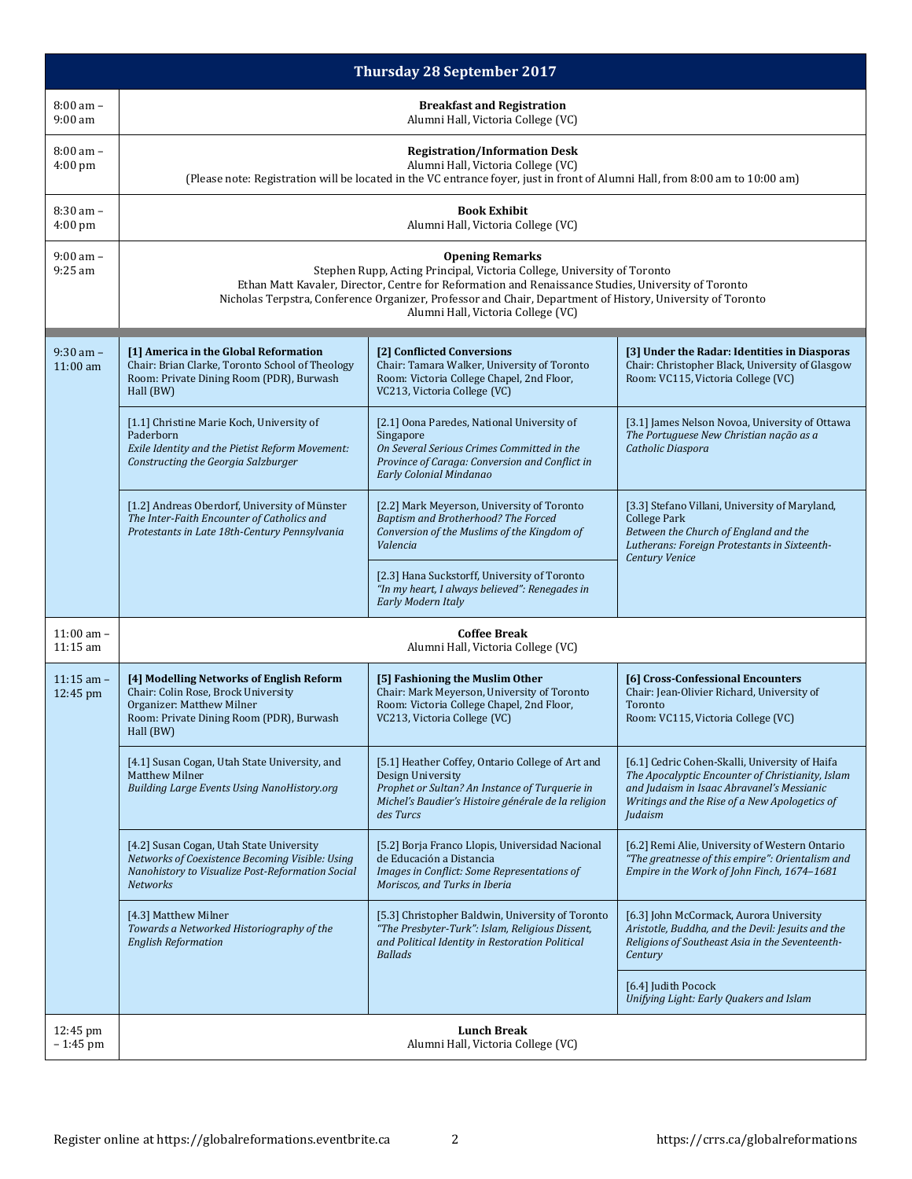## Thursday 28 September 2017

| Time | | | |
|---|---|---|---|
| 8:00 am – 9:00 am | **Breakfast and Registration**<br>Alumni Hall, Victoria College (VC) | | |
| 8:00 am – 4:00 pm | **Registration/Information Desk**<br>Alumni Hall, Victoria College (VC)<br>(Please note: Registration will be located in the VC entrance foyer, just in front of Alumni Hall, from 8:00 am to 10:00 am) | | |
| 8:30 am – 4:00 pm | **Book Exhibit**<br>Alumni Hall, Victoria College (VC) | | |
| 9:00 am – 9:25 am | **Opening Remarks**<br>Stephen Rupp, Acting Principal, Victoria College, University of Toronto<br>Ethan Matt Kavaler, Director, Centre for Reformation and Renaissance Studies, University of Toronto<br>Nicholas Terpstra, Conference Organizer, Professor and Chair, Department of History, University of Toronto<br>Alumni Hall, Victoria College (VC) | | |
| 9:30 am – 11:00 am | **[1] America in the Global Reformation**<br>Chair: Brian Clarke, Toronto School of Theology<br>Room: Private Dining Room (PDR), Burwash Hall (BW) | **[2] Conflicted Conversions**<br>Chair: Tamara Walker, University of Toronto<br>Room: Victoria College Chapel, 2nd Floor, VC213, Victoria College (VC) | **[3] Under the Radar: Identities in Diasporas**<br>Chair: Christopher Black, University of Glasgow<br>Room: VC115, Victoria College (VC) |
| | [1.1] Christine Marie Koch, University of Paderborn<br>*Exile Identity and the Pietist Reform Movement: Constructing the Georgia Salzburger* | [2.1] Oona Paredes, National University of Singapore<br>*On Several Serious Crimes Committed in the Province of Caraga: Conversion and Conflict in Early Colonial Mindanao* | [3.1] James Nelson Novoa, University of Ottawa<br>*The Portuguese New Christian nação as a Catholic Diaspora* |
| | [1.2] Andreas Oberdorf, University of Münster<br>*The Inter-Faith Encounter of Catholics and Protestants in Late 18th-Century Pennsylvania* | [2.2] Mark Meyerson, University of Toronto<br>*Baptism and Brotherhood? The Forced Conversion of the Muslims of the Kingdom of Valencia* | [3.3] Stefano Villani, University of Maryland, College Park<br>*Between the Church of England and the Lutherans: Foreign Protestants in Sixteenth-Century Venice* |
| | | [2.3] Hana Suckstorff, University of Toronto<br>*"In my heart, I always believed": Renegades in Early Modern Italy* | |
| 11:00 am – 11:15 am | **Coffee Break**<br>Alumni Hall, Victoria College (VC) | | |
| 11:15 am – 12:45 pm | **[4] Modelling Networks of English Reform**<br>Chair: Colin Rose, Brock University<br>Organizer: Matthew Milner<br>Room: Private Dining Room (PDR), Burwash Hall (BW) | **[5] Fashioning the Muslim Other**<br>Chair: Mark Meyerson, University of Toronto<br>Room: Victoria College Chapel, 2nd Floor, VC213, Victoria College (VC) | **[6] Cross-Confessional Encounters**<br>Chair: Jean-Olivier Richard, University of Toronto<br>Room: VC115, Victoria College (VC) |
| | [4.1] Susan Cogan, Utah State University, and Matthew Milner<br>*Building Large Events Using NanoHistory.org* | [5.1] Heather Coffey, Ontario College of Art and Design University<br>*Prophet or Sultan? An Instance of Turquerie in Michel's Baudier's Histoire générale de la religion des Turcs* | [6.1] Cedric Cohen-Skalli, University of Haifa<br>*The Apocalyptic Encounter of Christianity, Islam and Judaism in Isaac Abravanel's Messianic Writings and the Rise of a New Apologetics of Judaism* |
| | [4.2] Susan Cogan, Utah State University<br>*Networks of Coexistence Becoming Visible: Using Nanohistory to Visualize Post-Reformation Social Networks* | [5.2] Borja Franco Llopis, Universidad Nacional de Educación a Distancia<br>*Images in Conflict: Some Representations of Moriscos, and Turks in Iberia* | [6.2] Remi Alie, University of Western Ontario<br>*"The greatnesse of this empire": Orientalism and Empire in the Work of John Finch, 1674–1681* |
| | [4.3] Matthew Milner<br>*Towards a Networked Historiography of the English Reformation* | [5.3] Christopher Baldwin, University of Toronto<br>*"The Presbyter-Turk": Islam, Religious Dissent, and Political Identity in Restoration Political Ballads* | [6.3] John McCormack, Aurora University<br>*Aristotle, Buddha, and the Devil: Jesuits and the Religions of Southeast Asia in the Seventeenth-Century* |
| | | | [6.4] Judith Pocock<br>*Unifying Light: Early Quakers and Islam* |
| 12:45 pm – 1:45 pm | **Lunch Break**<br>Alumni Hall, Victoria College (VC) | | |

Register online at https://globalreformations.eventbrite.ca https://crrs.ca/globalreformations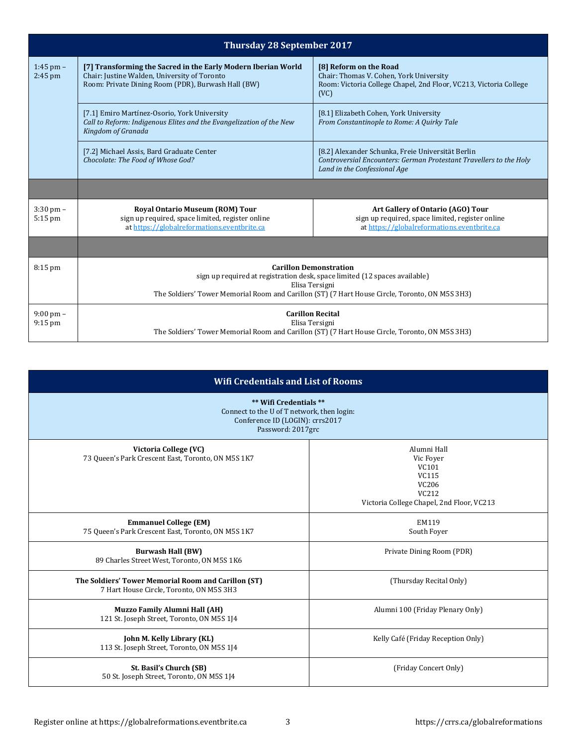| Thursday 28 September 2017 | | |
|---|---|---|
| 1:45 pm – 2:45 pm | **[7] Transforming the Sacred in the Early Modern Iberian World**<br>Chair: Justine Walden, University of Toronto<br>Room: Private Dining Room (PDR), Burwash Hall (BW) | **[8] Reform on the Road**<br>Chair: Thomas V. Cohen, York University<br>Room: Victoria College Chapel, 2nd Floor, VC213, Victoria College (VC) |
| | [7.1] Emiro Martínez-Osorio, York University<br>*Call to Reform: Indigenous Elites and the Evangelization of the New Kingdom of Granada* | [8.1] Elizabeth Cohen, York University<br>*From Constantinople to Rome: A Quirky Tale* |
| | [7.2] Michael Assis, Bard Graduate Center<br>*Chocolate: The Food of Whose God?* | [8.2] Alexander Schunka, Freie Universität Berlin<br>*Controversial Encounters: German Protestant Travellers to the Holy Land in the Confessional Age* |
| | | |
| 3:30 pm – 5:15 pm | **Royal Ontario Museum (ROM) Tour**<br>sign up required, space limited, register online at https://globalreformations.eventbrite.ca | **Art Gallery of Ontario (AGO) Tour**<br>sign up required, space limited, register online at https://globalreformations.eventbrite.ca |
| | | |
| 8:15 pm | **Carillon Demonstration**<br>sign up required at registration desk, space limited (12 spaces available)<br>Elisa Tersigni<br>The Soldiers' Tower Memorial Room and Carillon (ST) (7 Hart House Circle, Toronto, ON M5S 3H3) | |
| 9:00 pm – 9:15 pm | **Carillon Recital**<br>Elisa Tersigni<br>The Soldiers' Tower Memorial Room and Carillon (ST) (7 Hart House Circle, Toronto, ON M5S 3H3) | |

| Wifi Credentials and List of Rooms | |
|---|---|
| **\*\* Wifi Credentials \*\***<br>Connect to the U of T network, then login:<br>Conference ID (LOGIN): crrs2017<br>Password: 2017grc | |
| **Victoria College (VC)**<br>73 Queen's Park Crescent East, Toronto, ON M5S 1K7 | Alumni Hall<br>Vic Foyer<br>VC101<br>VC115<br>VC206<br>VC212<br>Victoria College Chapel, 2nd Floor, VC213 |
| **Emmanuel College (EM)**<br>75 Queen's Park Crescent East, Toronto, ON M5S 1K7 | EM119<br>South Foyer |
| **Burwash Hall (BW)**<br>89 Charles Street West, Toronto, ON M5S 1K6 | Private Dining Room (PDR) |
| **The Soldiers' Tower Memorial Room and Carillon (ST)**<br>7 Hart House Circle, Toronto, ON M5S 3H3 | (Thursday Recital Only) |
| **Muzzo Family Alumni Hall (AH)**<br>121 St. Joseph Street, Toronto, ON M5S 1J4 | Alumni 100 (Friday Plenary Only) |
| **John M. Kelly Library (KL)**<br>113 St. Joseph Street, Toronto, ON M5S 1J4 | Kelly Café (Friday Reception Only) |
| **St. Basil's Church (SB)**<br>50 St. Joseph Street, Toronto, ON M5S 1J4 | (Friday Concert Only) |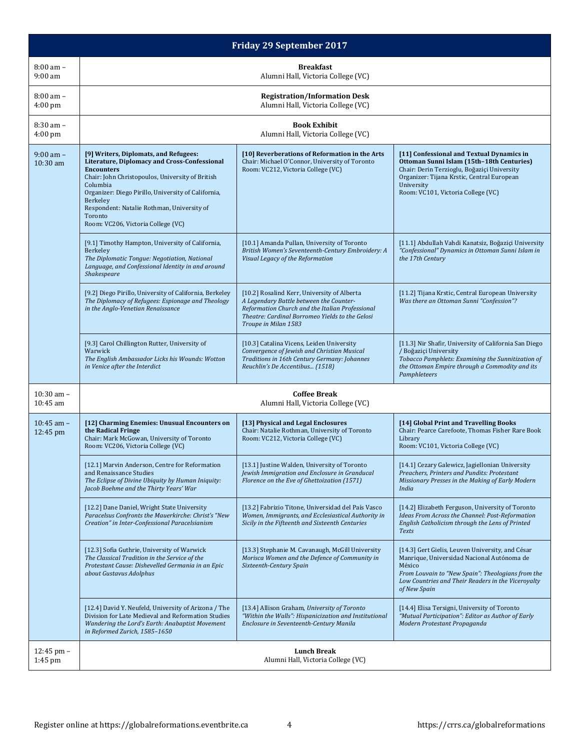## Friday 29 September 2017

| Time | | | |
|---|---|---|---|
| 8:00 am – 9:00 am | **Breakfast**<br>Alumni Hall, Victoria College (VC) | | |
| 8:00 am – 4:00 pm | **Registration/Information Desk**<br>Alumni Hall, Victoria College (VC) | | |
| 8:30 am – 4:00 pm | **Book Exhibit**<br>Alumni Hall, Victoria College (VC) | | |
| 9:00 am – 10:30 am | **[9] Writers, Diplomats, and Refugees: Literature, Diplomacy and Cross-Confessional Encounters**<br>Chair: John Christopoulos, University of British Columbia<br>Organizer: Diego Pirillo, University of California, Berkeley<br>Respondent: Natalie Rothman, University of Toronto<br>Room: VC206, Victoria College (VC) | **[10] Reverberations of Reformation in the Arts**<br>Chair: Michael O'Connor, University of Toronto<br>Room: VC212, Victoria College (VC) | **[11] Confessional and Textual Dynamics in Ottoman Sunni Islam (15th–18th Centuries)**<br>Chair: Derin Terzioglu, Boğaziçi University<br>Organizer: Tijana Krstic, Central European University<br>Room: VC101, Victoria College (VC) |
| | [9.1] Timothy Hampton, University of California, Berkeley<br>*The Diplomatic Tongue: Negotiation, National Language, and Confessional Identity in and around Shakespeare* | [10.1] Amanda Pullan, University of Toronto<br>*British Women's Seventeenth-Century Embroidery: A Visual Legacy of the Reformation* | [11.1] Abdullah Vahdi Kanatsiz, Boğaziçi University<br>*"Confessional" Dynamics in Ottoman Sunni Islam in the 17th Century* |
| | [9.2] Diego Pirillo, University of California, Berkeley<br>*The Diplomacy of Refugees: Espionage and Theology in the Anglo-Venetian Renaissance* | [10.2] Rosalind Kerr, University of Alberta<br>*A Legendary Battle between the Counter-Reformation Church and the Italian Professional Theatre: Cardinal Borromeo Yields to the Gelosi Troupe in Milan 1583* | [11.2] Tijana Krstic, Central European University<br>*Was there an Ottoman Sunni "Confession"?* |
| | [9.3] Carol Chillington Rutter, University of Warwick<br>*The English Ambassador Licks his Wounds: Wotton in Venice after the Interdict* | [10.3] Catalina Vicens, Leiden University<br>*Convergence of Jewish and Christian Musical Traditions in 16th Century Germany: Johannes Reuchlin's De Accentibus... (1518)* | [11.3] Nir Shafir, University of California San Diego / Boğaziçi University<br>*Tobacco Pamphlets: Examining the Sunnitization of the Ottoman Empire through a Commodity and its Pamphleteers* |
| 10:30 am – 10:45 am | **Coffee Break**<br>Alumni Hall, Victoria College (VC) | | |
| 10:45 am – 12:45 pm | **[12] Charming Enemies: Unusual Encounters on the Radical Fringe**<br>Chair: Mark McGowan, University of Toronto<br>Room: VC206, Victoria College (VC) | **[13] Physical and Legal Enclosures**<br>Chair: Natalie Rothman, University of Toronto<br>Room: VC212, Victoria College (VC) | **[14] Global Print and Travelling Books**<br>Chair: Pearce Carefoote, Thomas Fisher Rare Book Library<br>Room: VC101, Victoria College (VC) |
| | [12.1] Marvin Anderson, Centre for Reformation and Renaissance Studies<br>*The Eclipse of Divine Ubiquity by Human Iniquity: Jacob Boehme and the Thirty Years' War* | [13.1] Justine Walden, University of Toronto<br>*Jewish Immigration and Enclosure in Granducal Florence on the Eve of Ghettoization (1571)* | [14.1] Cezary Galewicz, Jagiellonian University<br>*Preachers, Printers and Pundits: Protestant Missionary Presses in the Making of Early Modern India* |
| | [12.2] Dane Daniel, Wright State University<br>*Paracelsus Confronts the Mauerkirche: Christ's "New Creation" in Inter-Confessional Paracelsianism* | [13.2] Fabrizio Titone, Universidad del País Vasco<br>*Women, Immigrants, and Ecclesiastical Authority in Sicily in the Fifteenth and Sixteenth Centuries* | [14.2] Elizabeth Ferguson, University of Toronto<br>*Ideas From Across the Channel: Post-Reformation English Catholicism through the Lens of Printed Texts* |
| | [12.3] Sofia Guthrie, University of Warwick<br>*The Classical Tradition in the Service of the Protestant Cause: Dishevelled Germania in an Epic about Gustavus Adolphus* | [13.3] Stephanie M. Cavanaugh, McGill University<br>*Morisca Women and the Defence of Community in Sixteenth-Century Spain* | [14.3] Gert Gielis, Leuven University, and César Manrique, Universidad Nacional Autónoma de México<br>*From Louvain to "New Spain": Theologians from the Low Countries and Their Readers in the Viceroyalty of New Spain* |
| | [12.4] David Y. Neufeld, University of Arizona / The Division for Late Medieval and Reformation Studies<br>*Wandering the Lord's Earth: Anabaptist Movement in Reformed Zurich, 1585–1650* | [13.4] Allison Graham, *University of Toronto*<br>*"Within the Walls": Hispanicization and Institutional Enclosure in Seventeenth-Century Manila* | [14.4] Elisa Tersigni, University of Toronto<br>*"Mutual Participation": Editor as Author of Early Modern Protestant Propaganda* |
| 12:45 pm – 1:45 pm | **Lunch Break**<br>Alumni Hall, Victoria College (VC) | | |

Register online at https://globalreformations.eventbrite.ca https://crrs.ca/globalreformations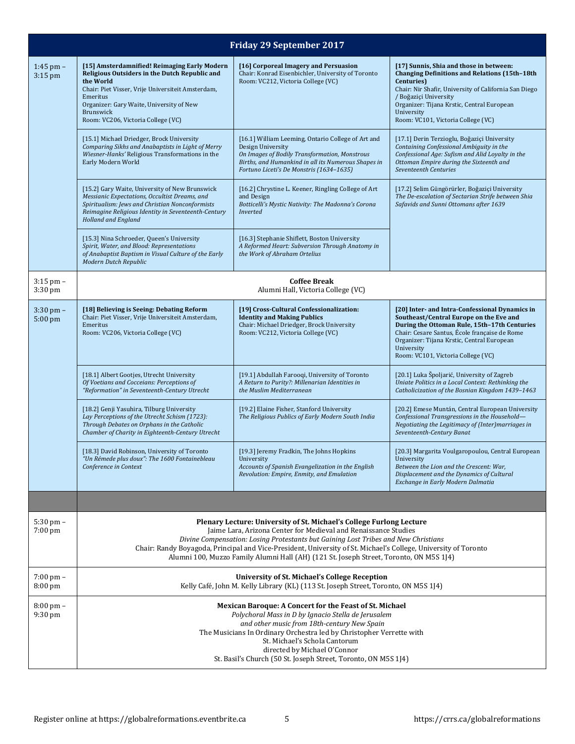## Friday 29 September 2017

| Time | | | |
|---|---|---|---|
| 1:45 pm – 3:15 pm | **[15] Amsterdamnified! Reimaging Early Modern Religious Outsiders in the Dutch Republic and the World**<br>Chair: Piet Visser, Vrije Universiteit Amsterdam, Emeritus<br>Organizer: Gary Waite, University of New Brunswick<br>Room: VC206, Victoria College (VC) | **[16] Corporeal Imagery and Persuasion**<br>Chair: Konrad Eisenbichler, University of Toronto<br>Room: VC212, Victoria College (VC) | **[17] Sunnis, Shia and those in between: Changing Definitions and Relations (15th–18th Centuries)**<br>Chair: Nir Shafir, University of California San Diego / Boğaziçi University<br>Organizer: Tijana Krstic, Central European University<br>Room: VC101, Victoria College (VC) |
| | [15.1] Michael Driedger, Brock University<br>*Comparing Sikhs and Anabaptists in Light of Merry Wiesner-Hanks' Religious Transformations in the Early Modern World* | [16.1] William Leeming, Ontario College of Art and Design University<br>*On Images of Bodily Transformation, Monstrous Births, and Humankind in all its Numerous Shapes in Fortuno Liceti's De Monstris (1634–1635)* | [17.1] Derin Terzioglu, Boğaziçi University<br>*Containing Confessional Ambiguity in the Confessional Age: Sufism and Alid Loyalty in the Ottoman Empire during the Sixteenth and Seventeenth Centuries* |
| | [15.2] Gary Waite, University of New Brunswick<br>*Messianic Expectations, Occultist Dreams, and Spiritualism: Jews and Christian Nonconformists Reimagine Religious Identity in Seventeenth-Century Holland and England* | [16.2] Chrystine L. Keener, Ringling College of Art and Design<br>*Botticelli's Mystic Nativity: The Madonna's Corona Inverted* | [17.2] Selim Güngörürler, Boğaziçi University<br>*The De-escalation of Sectarian Strife between Shia Safavids and Sunni Ottomans after 1639* |
| | [15.3] Nina Schroeder, Queen's University<br>*Spirit, Water, and Blood: Representations of Anabaptist Baptism in Visual Culture of the Early Modern Dutch Republic* | [16.3] Stephanie Shiflett, Boston University<br>*A Reformed Heart: Subversion Through Anatomy in the Work of Abraham Ortelius* | |
| 3:15 pm – 3:30 pm | **Coffee Break**<br>Alumni Hall, Victoria College (VC) | | |
| 3:30 pm – 5:00 pm | **[18] Believing is Seeing: Debating Reform**<br>Chair: Piet Visser, Vrije Universiteit Amsterdam, Emeritus<br>Room: VC206, Victoria College (VC) | **[19] Cross-Cultural Confessionalization: Identity and Making Publics**<br>Chair: Michael Driedger, Brock University<br>Room: VC212, Victoria College (VC) | **[20] Inter- and Intra-Confessional Dynamics in Southeast/Central Europe on the Eve and During the Ottoman Rule, 15th–17th Centuries**<br>Chair: Cesare Santus, École française de Rome<br>Organizer: Tijana Krstic, Central European University<br>Room: VC101, Victoria College (VC) |
| | [18.1] Albert Gootjes, Utrecht University<br>*Of Voetians and Cocceians: Perceptions of "Reformation" in Seventeenth-Century Utrecht* | [19.1] Abdullah Farooqi, University of Toronto<br>*A Return to Purity?: Millenarian Identities in the Muslim Mediterranean* | [20.1] Luka Špoljarić, University of Zagreb<br>*Uniate Politics in a Local Context: Rethinking the Catholicization of the Bosnian Kingdom 1439–1463* |
| | [18.2] Genji Yasuhira, Tilburg University<br>*Lay Perceptions of the Utrecht Schism (1723): Through Debates on Orphans in the Catholic Chamber of Charity in Eighteenth-Century Utrecht* | [19.2] Elaine Fisher, Stanford University<br>*The Religious Publics of Early Modern South India* | [20.2] Emese Muntán, Central European University<br>*Confessional Transgressions in the Household—Negotiating the Legitimacy of (Inter)marriages in Seventeenth-Century Banat* |
| | [18.3] David Robinson, University of Toronto<br>*"Un Rémede plus doux": The 1600 Fontainebleau Conference in Context* | [19.3] Jeremy Fradkin, The Johns Hopkins University<br>*Accounts of Spanish Evangelization in the English Revolution: Empire, Enmity, and Emulation* | [20.3] Margarita Voulgaropoulou, Central European University<br>*Between the Lion and the Crescent: War, Displacement and the Dynamics of Cultural Exchange in Early Modern Dalmatia* |
| | | | |
| 5:30 pm – 7:00 pm | **Plenary Lecture: University of St. Michael's College Furlong Lecture**<br>Jaime Lara, Arizona Center for Medieval and Renaissance Studies<br>*Divine Compensation: Losing Protestants but Gaining Lost Tribes and New Christians*<br>Chair: Randy Boyagoda, Principal and Vice-President, University of St. Michael's College, University of Toronto<br>Alumni 100, Muzzo Family Alumni Hall (AH) (121 St. Joseph Street, Toronto, ON M5S 1J4) | | |
| 7:00 pm – 8:00 pm | **University of St. Michael's College Reception**<br>Kelly Café, John M. Kelly Library (KL) (113 St. Joseph Street, Toronto, ON M5S 1J4) | | |
| 8:00 pm – 9:30 pm | **Mexican Baroque: A Concert for the Feast of St. Michael**<br>*Polychoral Mass in D by Ignacio Stella de Jerusalem*<br>*and other music from 18th-century New Spain*<br>The Musicians In Ordinary Orchestra led by Christopher Verrette with<br>St. Michael's Schola Cantorum<br>directed by Michael O'Connor<br>St. Basil's Church (50 St. Joseph Street, Toronto, ON M5S 1J4) | | |

Register online at https://globalreformations.eventbrite.ca

https://crrs.ca/globalreformations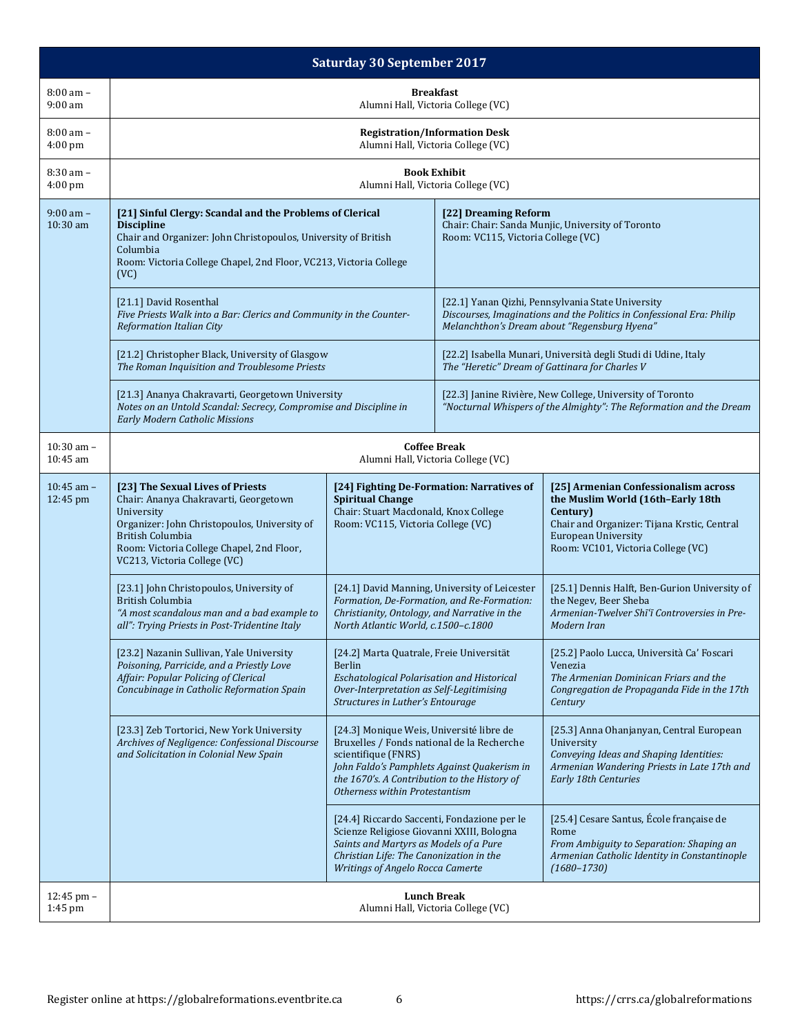## Saturday 30 September 2017

| Time | Event |
|---|---|
| 8:00 am – 9:00 am | **Breakfast**<br>Alumni Hall, Victoria College (VC) |
| 8:00 am – 4:00 pm | **Registration/Information Desk**<br>Alumni Hall, Victoria College (VC) |
| 8:30 am – 4:00 pm | **Book Exhibit**<br>Alumni Hall, Victoria College (VC) |

### 9:00 am – 10:30 am

| [21] | [22] |
|---|---|
| **[21] Sinful Clergy: Scandal and the Problems of Clerical Discipline**<br>Chair and Organizer: John Christopoulos, University of British Columbia<br>Room: Victoria College Chapel, 2nd Floor, VC213, Victoria College (VC) | **[22] Dreaming Reform**<br>Chair: Chair: Sanda Munjic, University of Toronto<br>Room: VC115, Victoria College (VC) |
| [21.1] David Rosenthal<br>*Five Priests Walk into a Bar: Clerics and Community in the Counter-Reformation Italian City* | [22.1] Yanan Qizhi, Pennsylvania State University<br>*Discourses, Imaginations and the Politics in Confessional Era: Philip Melanchthon's Dream about "Regensburg Hyena"* |
| [21.2] Christopher Black, University of Glasgow<br>*The Roman Inquisition and Troublesome Priests* | [22.2] Isabella Munari, Università degli Studi di Udine, Italy<br>*The "Heretic" Dream of Gattinara for Charles V* |
| [21.3] Ananya Chakravarti, Georgetown University<br>*Notes on an Untold Scandal: Secrecy, Compromise and Discipline in Early Modern Catholic Missions* | [22.3] Janine Rivière, New College, University of Toronto<br>*"Nocturnal Whispers of the Almighty": The Reformation and the Dream* |

| Time | Event |
|---|---|
| 10:30 am – 10:45 am | **Coffee Break**<br>Alumni Hall, Victoria College (VC) |

### 10:45 am – 12:45 pm

| [23] | [24] | [25] |
|---|---|---|
| **[23] The Sexual Lives of Priests**<br>Chair: Ananya Chakravarti, Georgetown University<br>Organizer: John Christopoulos, University of British Columbia<br>Room: Victoria College Chapel, 2nd Floor, VC213, Victoria College (VC) | **[24] Fighting De-Formation: Narratives of Spiritual Change**<br>Chair: Stuart Macdonald, Knox College<br>Room: VC115, Victoria College (VC) | **[25] Armenian Confessionalism across the Muslim World (16th–Early 18th Century)**<br>Chair and Organizer: Tijana Krstic, Central European University<br>Room: VC101, Victoria College (VC) |
| [23.1] John Christopoulos, University of British Columbia<br>*"A most scandalous man and a bad example to all": Trying Priests in Post-Tridentine Italy* | [24.1] David Manning, University of Leicester<br>*Formation, De-Formation, and Re-Formation: Christianity, Ontology, and Narrative in the North Atlantic World, c.1500–c.1800* | [25.1] Dennis Halft, Ben-Gurion University of the Negev, Beer Sheba<br>*Armenian-Twelver Shīʿī Controversies in Pre-Modern Iran* |
| [23.2] Nazanin Sullivan, Yale University<br>*Poisoning, Parricide, and a Priestly Love Affair: Popular Policing of Clerical Concubinage in Catholic Reformation Spain* | [24.2] Marta Quatrale, Freie Universität Berlin<br>*Eschatological Polarisation and Historical Over-Interpretation as Self-Legitimising Structures in Luther's Entourage* | [25.2] Paolo Lucca, Università Ca' Foscari Venezia<br>*The Armenian Dominican Friars and the Congregation de Propaganda Fide in the 17th Century* |
| [23.3] Zeb Tortorici, New York University<br>*Archives of Negligence: Confessional Discourse and Solicitation in Colonial New Spain* | [24.3] Monique Weis, Université libre de Bruxelles / Fonds national de la Recherche scientifique (FNRS)<br>*John Faldo's Pamphlets Against Quakerism in the 1670's. A Contribution to the History of Otherness within Protestantism* | [25.3] Anna Ohanjanyan, Central European University<br>*Conveying Ideas and Shaping Identities: Armenian Wandering Priests in Late 17th and Early 18th Centuries* |
| | [24.4] Riccardo Saccenti, Fondazione per le Scienze Religiose Giovanni XXIII, Bologna<br>*Saints and Martyrs as Models of a Pure Christian Life: The Canonization in the Writings of Angelo Rocca Camerte* | [25.4] Cesare Santus, École française de Rome<br>*From Ambiguity to Separation: Shaping an Armenian Catholic Identity in Constantinople (1680–1730)* |

| Time | Event |
|---|---|
| 12:45 pm – 1:45 pm | **Lunch Break**<br>Alumni Hall, Victoria College (VC) |

Register online at https://globalreformations.eventbrite.ca https://crrs.ca/globalreformations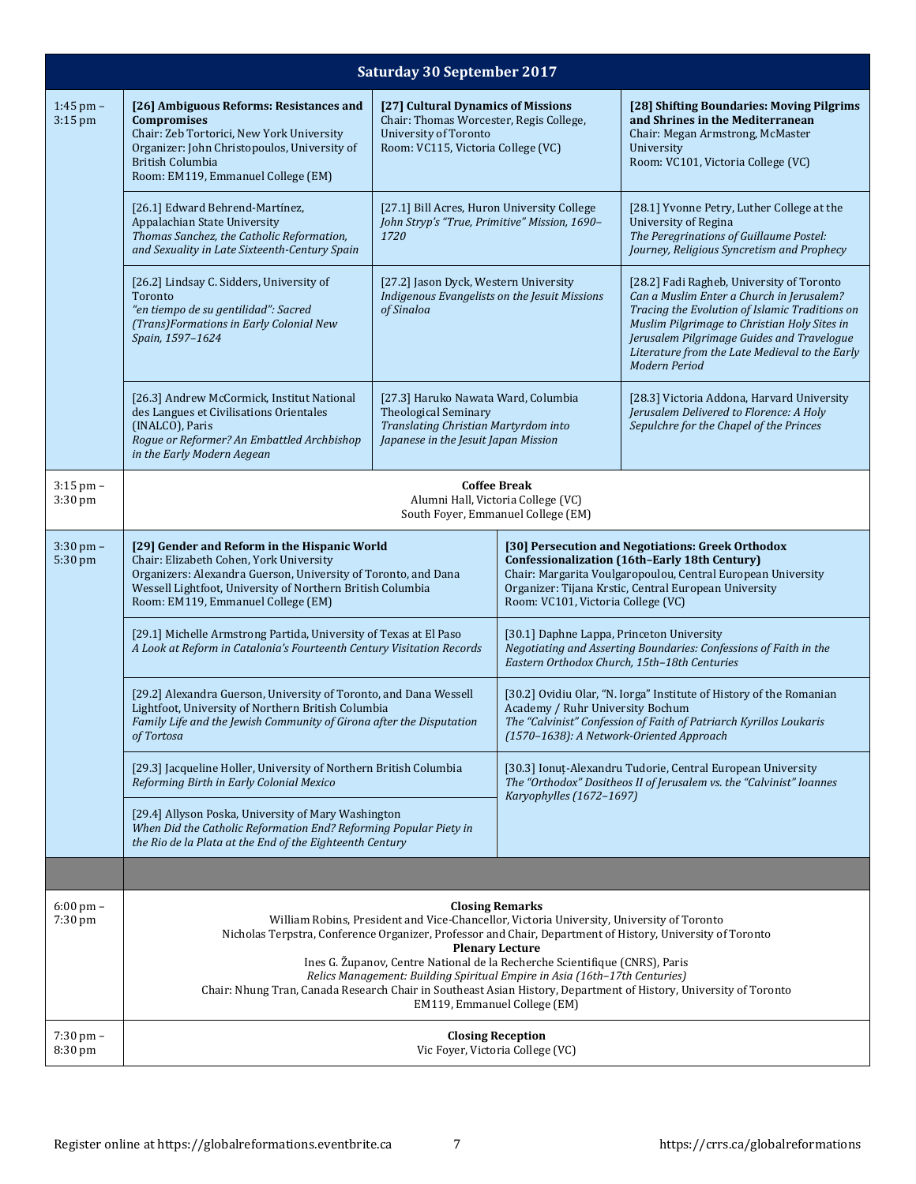## Saturday 30 September 2017

| | | | |
|---|---|---|---|
| 1:45 pm – 3:15 pm | **[26] Ambiguous Reforms: Resistances and Compromises**<br>Chair: Zeb Tortorici, New York University<br>Organizer: John Christopoulos, University of British Columbia<br>Room: EM119, Emmanuel College (EM) | **[27] Cultural Dynamics of Missions**<br>Chair: Thomas Worcester, Regis College, University of Toronto<br>Room: VC115, Victoria College (VC) | **[28] Shifting Boundaries: Moving Pilgrims and Shrines in the Mediterranean**<br>Chair: Megan Armstrong, McMaster University<br>Room: VC101, Victoria College (VC) |
| | [26.1] Edward Behrend-Martínez, Appalachian State University<br>*Thomas Sanchez, the Catholic Reformation, and Sexuality in Late Sixteenth-Century Spain* | [27.1] Bill Acres, Huron University College<br>*John Stryp's "True, Primitive" Mission, 1690–1720* | [28.1] Yvonne Petry, Luther College at the University of Regina<br>*The Peregrinations of Guillaume Postel: Journey, Religious Syncretism and Prophecy* |
| | [26.2] Lindsay C. Sidders, University of Toronto<br>*"en tiempo de su gentilidad": Sacred (Trans)Formations in Early Colonial New Spain, 1597–1624* | [27.2] Jason Dyck, Western University<br>*Indigenous Evangelists on the Jesuit Missions of Sinaloa* | [28.2] Fadi Ragheb, University of Toronto<br>*Can a Muslim Enter a Church in Jerusalem? Tracing the Evolution of Islamic Traditions on Muslim Pilgrimage to Christian Holy Sites in Jerusalem Pilgrimage Guides and Travelogue Literature from the Late Medieval to the Early Modern Period* |
| | [26.3] Andrew McCormick, Institut National des Langues et Civilisations Orientales (INALCO), Paris<br>*Rogue or Reformer? An Embattled Archbishop in the Early Modern Aegean* | [27.3] Haruko Nawata Ward, Columbia Theological Seminary<br>*Translating Christian Martyrdom into Japanese in the Jesuit Japan Mission* | [28.3] Victoria Addona, Harvard University<br>*Jerusalem Delivered to Florence: A Holy Sepulchre for the Chapel of the Princes* |
| 3:15 pm – 3:30 pm | **Coffee Break**<br>Alumni Hall, Victoria College (VC)<br>South Foyer, Emmanuel College (EM) | | |
| 3:30 pm – 5:30 pm | **[29] Gender and Reform in the Hispanic World**<br>Chair: Elizabeth Cohen, York University<br>Organizers: Alexandra Guerson, University of Toronto, and Dana Wessell Lightfoot, University of Northern British Columbia<br>Room: EM119, Emmanuel College (EM) | **[30] Persecution and Negotiations: Greek Orthodox Confessionalization (16th–Early 18th Century)**<br>Chair: Margarita Voulgaropoulou, Central European University<br>Organizer: Tijana Krstic, Central European University<br>Room: VC101, Victoria College (VC) | |
| | [29.1] Michelle Armstrong Partida, University of Texas at El Paso<br>*A Look at Reform in Catalonia's Fourteenth Century Visitation Records* | [30.1] Daphne Lappa, Princeton University<br>*Negotiating and Asserting Boundaries: Confessions of Faith in the Eastern Orthodox Church, 15th–18th Centuries* | |
| | [29.2] Alexandra Guerson, University of Toronto, and Dana Wessell Lightfoot, University of Northern British Columbia<br>*Family Life and the Jewish Community of Girona after the Disputation of Tortosa* | [30.2] Ovidiu Olar, "N. Iorga" Institute of History of the Romanian Academy / Ruhr University Bochum<br>*The "Calvinist" Confession of Faith of Patriarch Kyrillos Loukaris (1570–1638): A Network-Oriented Approach* | |
| | [29.3] Jacqueline Holler, University of Northern British Columbia<br>*Reforming Birth in Early Colonial Mexico* | [30.3] Ionuț-Alexandru Tudorie, Central European University<br>*The "Orthodox" Dositheos II of Jerusalem vs. the "Calvinist" Ioannes Karyophylles (1672–1697)* | |
| | [29.4] Allyson Poska, University of Mary Washington<br>*When Did the Catholic Reformation End? Reforming Popular Piety in the Rio de la Plata at the End of the Eighteenth Century* | | |
| 6:00 pm – 7:30 pm | **Closing Remarks**<br>William Robins, President and Vice-Chancellor, Victoria University, University of Toronto<br>Nicholas Terpstra, Conference Organizer, Professor and Chair, Department of History, University of Toronto<br>**Plenary Lecture**<br>Ines G. Županov, Centre National de la Recherche Scientifique (CNRS), Paris<br>*Relics Management: Building Spiritual Empire in Asia (16th–17th Centuries)*<br>Chair: Nhung Tran, Canada Research Chair in Southeast Asian History, Department of History, University of Toronto<br>EM119, Emmanuel College (EM) | | |
| 7:30 pm – 8:30 pm | **Closing Reception**<br>Vic Foyer, Victoria College (VC) | | |

Register online at https://globalreformations.eventbrite.ca

https://crrs.ca/globalreformations